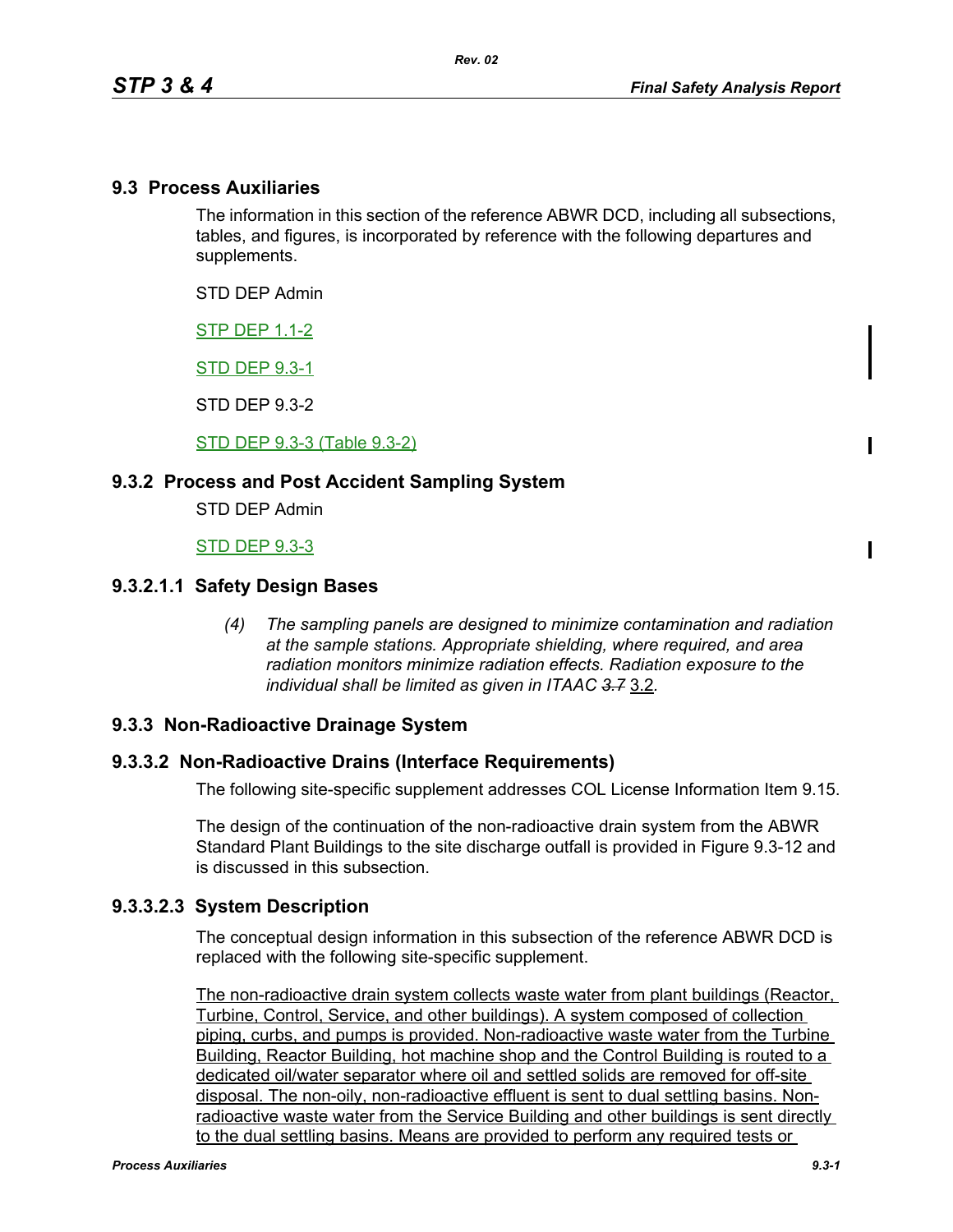## 9.3 Process Auxiliaries

The information in this section of the reference ABWR DCD, including all subsections, tables, and figures, is incorporated by reference with the following departures and supplements.

STD DEP Admin

STP DEP 1.1-2

STD DEP 9.3-1

STD DEP 9.3-2

STD DEP 9.3-3 (Table 9.3-2)

### 9.3.2 Process and Post Accident Sampling System

STD DEP Admin

STD DEP 9.3-3

#### 9.3.2.1.1 Safety Design Bases

*(4) The sampling panels are designed to minimize contamination and radiation at the sample stations. Appropriate shielding, where required, and area radiation monitors minimize radiation effects. Radiation exposure to the individual shall be limited as given in ITAAC ~~3.7~~ 3.2.*

### 9.3.3 Non-Radioactive Drainage System

### 9.3.3.2 Non-Radioactive Drains (Interface Requirements)

The following site-specific supplement addresses COL License Information Item 9.15.

The design of the continuation of the non-radioactive drain system from the ABWR Standard Plant Buildings to the site discharge outfall is provided in Figure 9.3-12 and is discussed in this subsection.

#### 9.3.3.2.3 System Description

The conceptual design information in this subsection of the reference ABWR DCD is replaced with the following site-specific supplement.

The non-radioactive drain system collects waste water from plant buildings (Reactor, Turbine, Control, Service, and other buildings). A system composed of collection piping, curbs, and pumps is provided. Non-radioactive waste water from the Turbine Building, Reactor Building, hot machine shop and the Control Building is routed to a dedicated oil/water separator where oil and settled solids are removed for off-site disposal. The non-oily, non-radioactive effluent is sent to dual settling basins. Non-radioactive waste water from the Service Building and other buildings is sent directly to the dual settling basins. Means are provided to perform any required tests or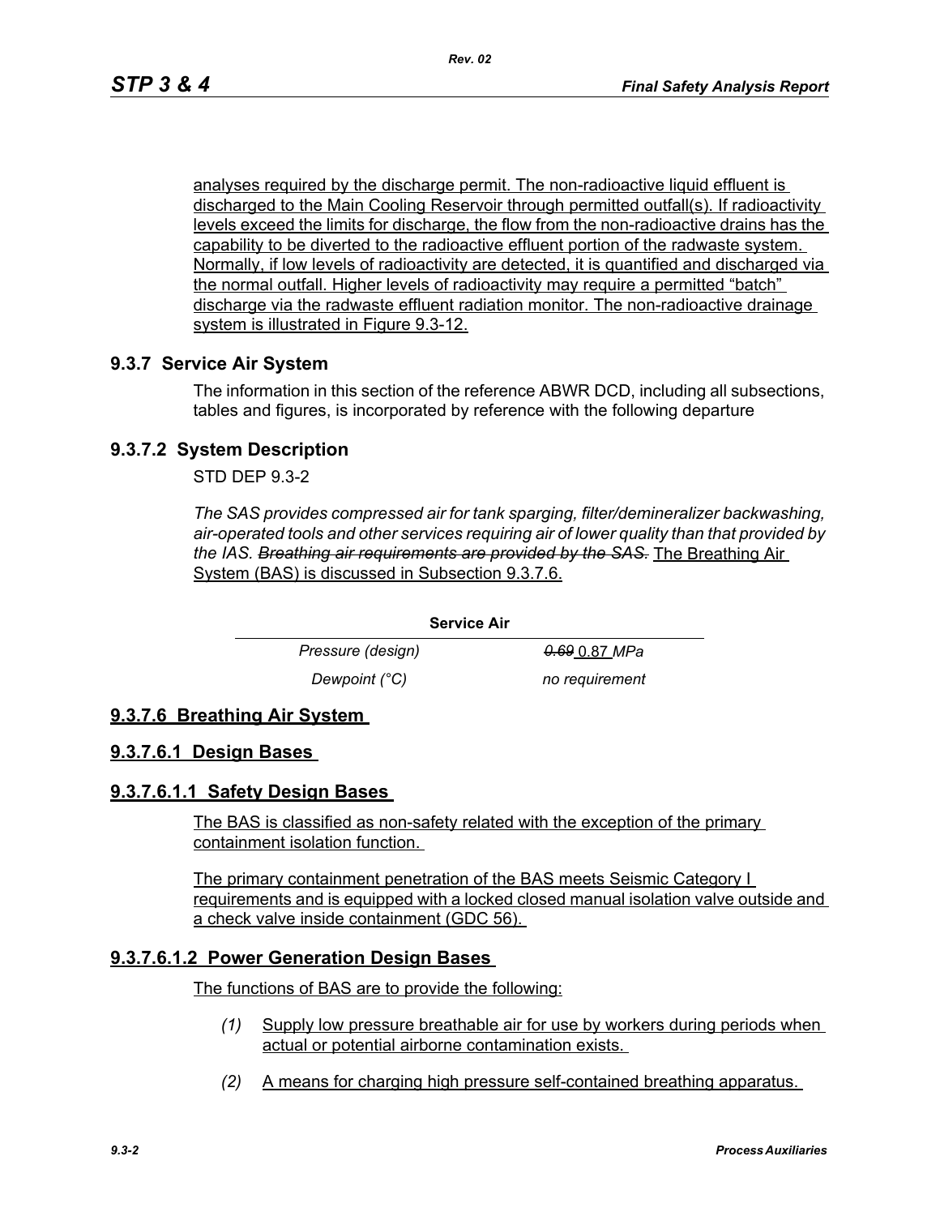analyses required by the discharge permit. The non-radioactive liquid effluent is discharged to the Main Cooling Reservoir through permitted outfall(s). If radioactivity levels exceed the limits for discharge, the flow from the non-radioactive drains has the capability to be diverted to the radioactive effluent portion of the radwaste system. Normally, if low levels of radioactivity are detected, it is quantified and discharged via the normal outfall. Higher levels of radioactivity may require a permitted "batch" discharge via the radwaste effluent radiation monitor. The non-radioactive drainage system is illustrated in Figure 9.3-12.

## 9.3.7 Service Air System

The information in this section of the reference ABWR DCD, including all subsections, tables and figures, is incorporated by reference with the following departure

## 9.3.7.2 System Description

STD DEP 9.3-2

*The SAS provides compressed air for tank sparging, filter/demineralizer backwashing, air-operated tools and other services requiring air of lower quality than that provided by the IAS. ~~Breathing air requirements are provided by the SAS.~~* The Breathing Air System (BAS) is discussed in Subsection 9.3.7.6.

| Service Air | |
|---|---|
| *Pressure (design)* | *~~0.69~~* 0.87 *MPa* |
| *Dewpoint (°C)* | *no requirement* |

## 9.3.7.6 Breathing Air System

## 9.3.7.6.1 Design Bases

## 9.3.7.6.1.1 Safety Design Bases

The BAS is classified as non-safety related with the exception of the primary containment isolation function.

The primary containment penetration of the BAS meets Seismic Category I requirements and is equipped with a locked closed manual isolation valve outside and a check valve inside containment (GDC 56).

## 9.3.7.6.1.2 Power Generation Design Bases

The functions of BAS are to provide the following:

*(1)* Supply low pressure breathable air for use by workers during periods when actual or potential airborne contamination exists.

*(2)* A means for charging high pressure self-contained breathing apparatus.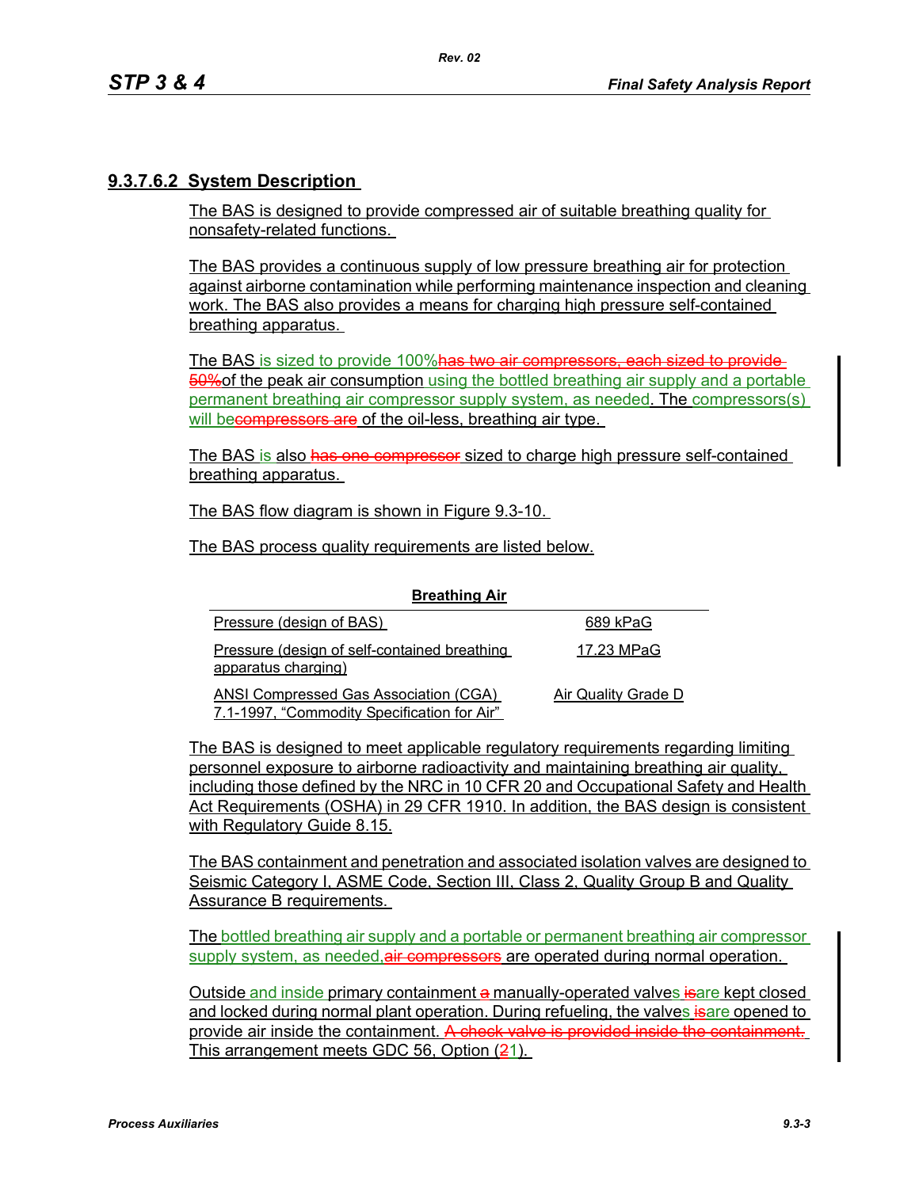## 9.3.7.6.2 System Description

The BAS is designed to provide compressed air of suitable breathing quality for nonsafety-related functions.

The BAS provides a continuous supply of low pressure breathing air for protection against airborne contamination while performing maintenance inspection and cleaning work. The BAS also provides a means for charging high pressure self-contained breathing apparatus.

The BAS is sized to provide 100%~~has two air compressors, each sized to provide 50%~~of the peak air consumption using the bottled breathing air supply and a portable permanent breathing air compressor supply system, as needed. The compressor(s) will be~~compressors are~~ of the oil-less, breathing air type.

The BAS is also ~~has one compressor~~ sized to charge high pressure self-contained breathing apparatus.

The BAS flow diagram is shown in Figure 9.3-10.

The BAS process quality requirements are listed below.

**Breathing Air**

| | |
|---|---|
| Pressure (design of BAS) | 689 kPaG |
| Pressure (design of self-contained breathing apparatus charging) | 17.23 MPaG |
| ANSI Compressed Gas Association (CGA) 7.1-1997, "Commodity Specification for Air" | Air Quality Grade D |

The BAS is designed to meet applicable regulatory requirements regarding limiting personnel exposure to airborne radioactivity and maintaining breathing air quality, including those defined by the NRC in 10 CFR 20 and Occupational Safety and Health Act Requirements (OSHA) in 29 CFR 1910. In addition, the BAS design is consistent with Regulatory Guide 8.15.

The BAS containment and penetration and associated isolation valves are designed to Seismic Category I, ASME Code, Section III, Class 2, Quality Group B and Quality Assurance B requirements.

The bottled breathing air supply and a portable or permanent breathing air compressor supply system, as needed,~~air compressors~~ are operated during normal operation.

Outside and inside primary containment ~~a~~ manually-operated valves ~~is~~are kept closed and locked during normal plant operation. During refueling, the valves ~~is~~are opened to provide air inside the containment. ~~A check valve is provided inside the containment.~~ This arrangement meets GDC 56, Option (~~2~~1).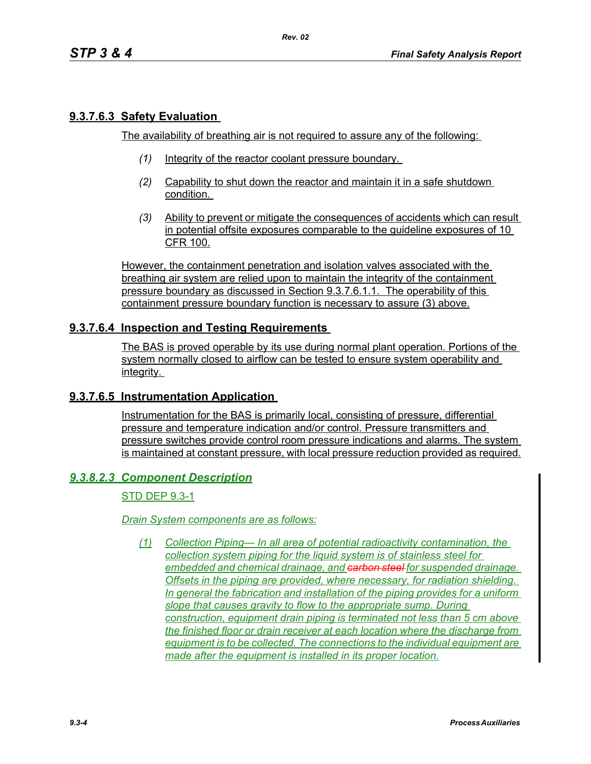### 9.3.7.6.3 Safety Evaluation

The availability of breathing air is not required to assure any of the following:

*(1)* Integrity of the reactor coolant pressure boundary.

*(2)* Capability to shut down the reactor and maintain it in a safe shutdown condition.

*(3)* Ability to prevent or mitigate the consequences of accidents which can result in potential offsite exposures comparable to the guideline exposures of 10 CFR 100.

However, the containment penetration and isolation valves associated with the breathing air system are relied upon to maintain the integrity of the containment pressure boundary as discussed in Section 9.3.7.6.1.1. The operability of this containment pressure boundary function is necessary to assure (3) above.

### 9.3.7.6.4 Inspection and Testing Requirements

The BAS is proved operable by its use during normal plant operation. Portions of the system normally closed to airflow can be tested to ensure system operability and integrity.

### 9.3.7.6.5 Instrumentation Application

Instrumentation for the BAS is primarily local, consisting of pressure, differential pressure and temperature indication and/or control. Pressure transmitters and pressure switches provide control room pressure indications and alarms. The system is maintained at constant pressure, with local pressure reduction provided as required.

### *9.3.8.2.3 Component Description*

STD DEP 9.3-1

*Drain System components are as follows:*

*(1)* *Collection Piping— In all area of potential radioactivity contamination, the collection system piping for the liquid system is of stainless steel for embedded and chemical drainage, and ~~carbon steel~~ for suspended drainage. Offsets in the piping are provided, where necessary, for radiation shielding. In general the fabrication and installation of the piping provides for a uniform slope that causes gravity to flow to the appropriate sump. During construction, equipment drain piping is terminated not less than 5 cm above the finished floor or drain receiver at each location where the discharge from equipment is to be collected. The connections to the individual equipment are made after the equipment is installed in its proper location.*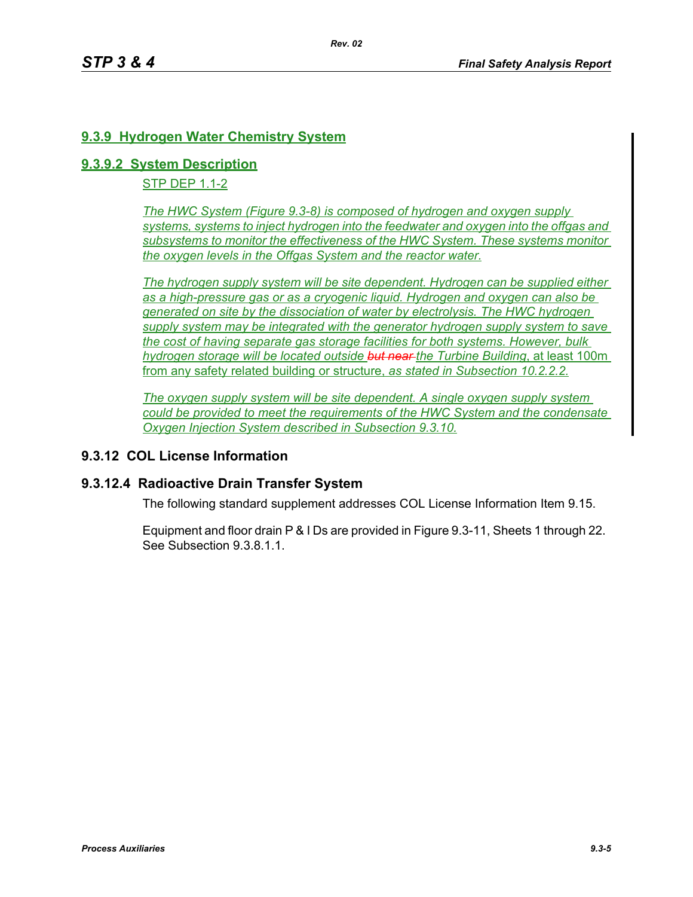## 9.3.9 Hydrogen Water Chemistry System

### 9.3.9.2 System Description

STP DEP 1.1-2

*The HWC System (Figure 9.3-8) is composed of hydrogen and oxygen supply systems, systems to inject hydrogen into the feedwater and oxygen into the offgas and subsystems to monitor the effectiveness of the HWC System. These systems monitor the oxygen levels in the Offgas System and the reactor water.*

*The hydrogen supply system will be site dependent. Hydrogen can be supplied either as a high-pressure gas or as a cryogenic liquid. Hydrogen and oxygen can also be generated on site by the dissociation of water by electrolysis. The HWC hydrogen supply system may be integrated with the generator hydrogen supply system to save the cost of having separate gas storage facilities for both systems. However, bulk hydrogen storage will be located outside ~~but near~~ the Turbine Building*, at least 100m from any safety related building or structure, *as stated in Subsection 10.2.2.2.*

*The oxygen supply system will be site dependent. A single oxygen supply system could be provided to meet the requirements of the HWC System and the condensate Oxygen Injection System described in Subsection 9.3.10.*

## 9.3.12 COL License Information

### 9.3.12.4 Radioactive Drain Transfer System

The following standard supplement addresses COL License Information Item 9.15.

Equipment and floor drain P & I Ds are provided in Figure 9.3-11, Sheets 1 through 22. See Subsection 9.3.8.1.1.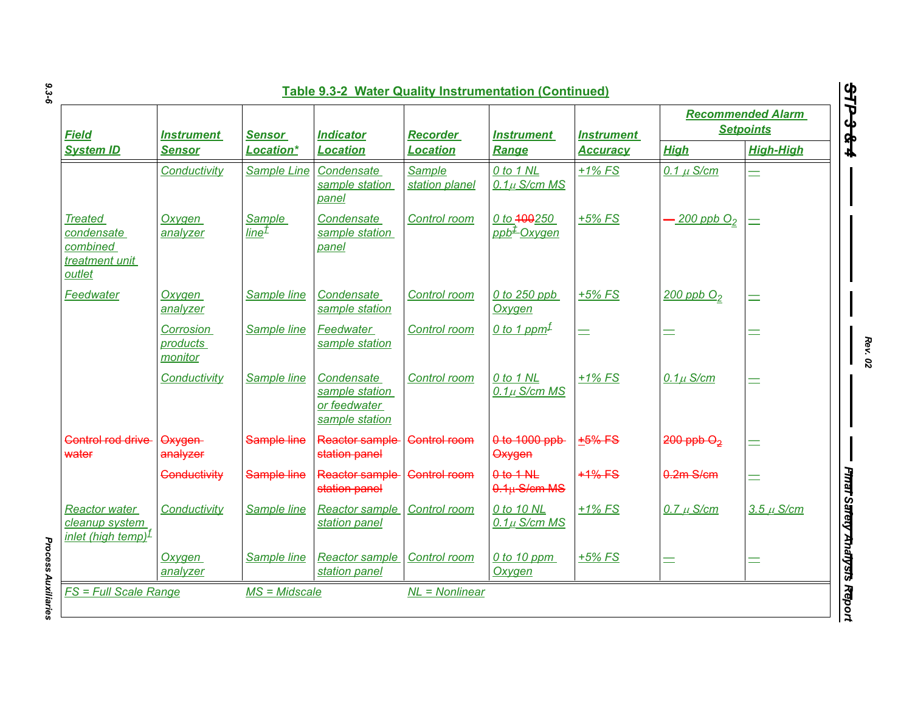## Table 9.3-2 Water Quality Instrumentation (Continued)

| Field System ID | Instrument Sensor | Sensor Location* | Indicator Location | Recorder Location | Instrument Range | Instrument Accuracy | Recommended Alarm Setpoints | |
|---|---|---|---|---|---|---|---|---|
| | | | | | | | High | High-High |
| | Conductivity | Sample Line | Condensate sample station panel | Sample station planel | 0 to 1 NL 0.1μ S/cm MS | +1% FS | 0.1 μ S/cm | — |
| Treated condensate combined treatment unit outlet | Oxygen analyzer | Sample line[f] | Condensate sample station panel | Control room | 0 to ~~100~~250 ppb[f] Oxygen | +5% FS | ~~—~~ 200 ppb $O_2$ | — |
| Feedwater | Oxygen analyzer | Sample line | Condensate sample station | Control room | 0 to 250 ppb Oxygen | +5% FS | 200 ppb $O_2$ | — |
| | Corrosion products monitor | Sample line | Feedwater sample station | Control room | 0 to 1 ppm[f] | — | — | — |
| | Conductivity | Sample line | Condensate sample station or feedwater sample station | Control room | 0 to 1 NL 0.1μ S/cm MS | +1% FS | 0.1μ S/cm | — |
| ~~Control rod drive water~~ | ~~Oxygen analyzer~~ | ~~Sample line~~ | ~~Reactor sample station panel~~ | ~~Control room~~ | ~~0 to 1000 ppb Oxygen~~ | ~~±5% FS~~ | ~~200 ppb $O_2$~~ | — |
| | ~~Conductivity~~ | ~~Sample line~~ | ~~Reactor sample station panel~~ | ~~Control room~~ | ~~0 to 1 NL 0.1μ S/cm MS~~ | ~~+1% FS~~ | ~~0.2m S/cm~~ | — |
| Reactor water cleanup system inlet (high temp)[f] | Conductivity | Sample line | Reactor sample station panel | Control room | 0 to 10 NL 0.1μ S/cm MS | +1% FS | 0.7 μ S/cm | 3.5 μ S/cm |
| | Oxygen analyzer | Sample line | Reactor sample station panel | Control room | 0 to 10 ppm Oxygen | +5% FS | — | — |

FS = Full Scale Range MS = Midscale NL = Nonlinear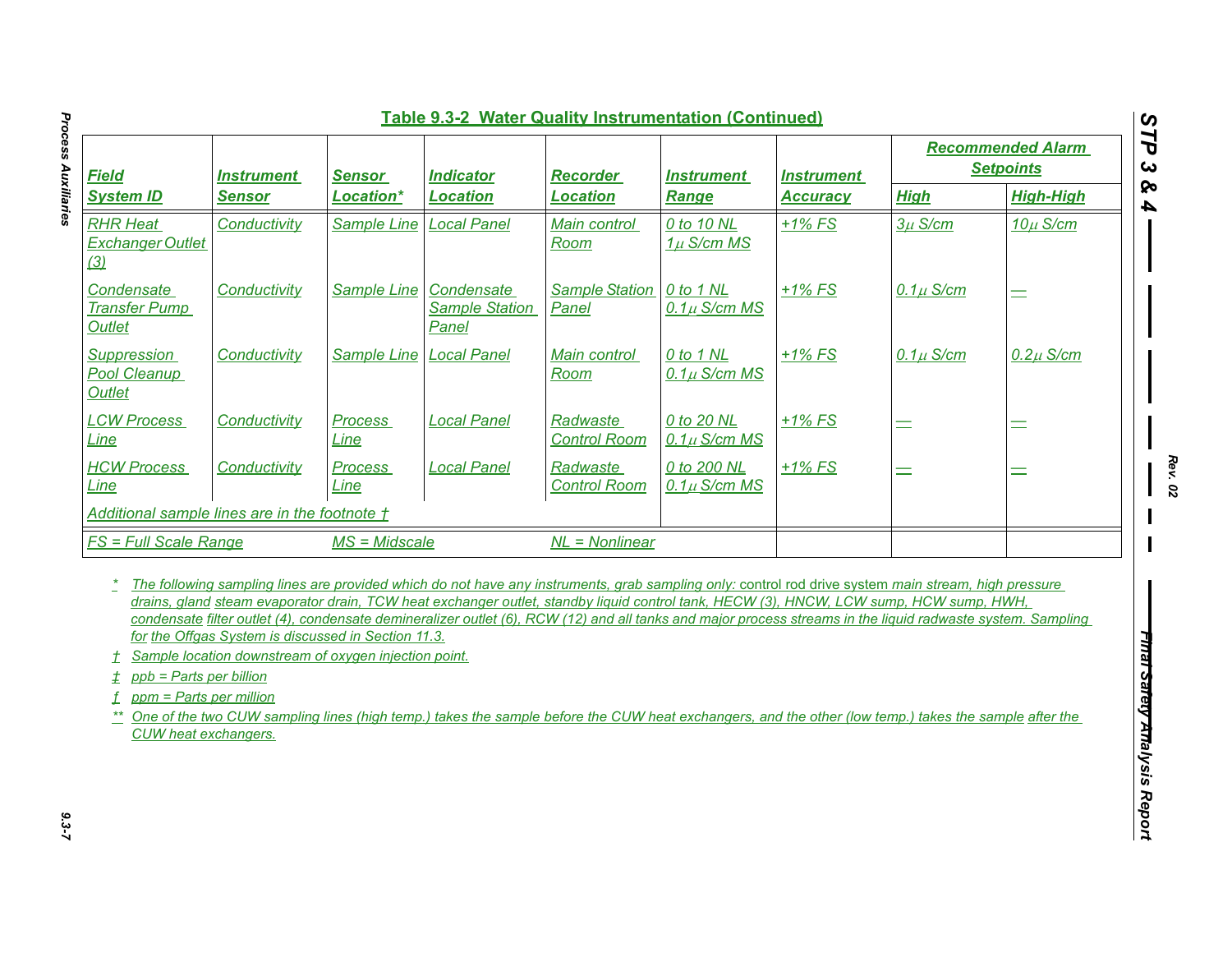## Table 9.3-2 Water Quality Instrumentation (Continued)

| Field System ID | Instrument Sensor | Sensor Location* | Indicator Location | Recorder Location | Instrument Range | Instrument Accuracy | Recommended Alarm Setpoints | |
|---|---|---|---|---|---|---|---|---|
| | | | | | | | High | High-High |
| RHR Heat Exchanger Outlet (3) | Conductivity | Sample Line | Local Panel | Main control Room | 0 to 10 NL $1\mu$ S/cm MS | +1% FS | $3\mu$ S/cm | $10\mu$ S/cm |
| Condensate Transfer Pump Outlet | Conductivity | Sample Line | Condensate Sample Station Panel | Sample Station Panel | 0 to 1 NL $0.1\mu$ S/cm MS | +1% FS | $0.1\mu$ S/cm | — |
| Suppression Pool Cleanup Outlet | Conductivity | Sample Line | Local Panel | Main control Room | 0 to 1 NL $0.1\mu$ S/cm MS | +1% FS | $0.1\mu$ S/cm | $0.2\mu$ S/cm |
| LCW Process Line | Conductivity | Process Line | Local Panel | Radwaste Control Room | 0 to 20 NL $0.1\mu$ S/cm MS | +1% FS | — | — |
| HCW Process Line | Conductivity | Process Line | Local Panel | Radwaste Control Room | 0 to 200 NL $0.1\mu$ S/cm MS | +1% FS | — | — |
| Additional sample lines are in the footnote † | | | | | | | | |
| FS = Full Scale Range | | MS = Midscale | | NL = Nonlinear | | | | |

\* The following sampling lines are provided which do not have any instruments, grab sampling only: control rod drive system main stream, high pressure drains, gland steam evaporator drain, TCW heat exchanger outlet, standby liquid control tank, HECW (3), HNCW, LCW sump, HCW sump, HWH, condensate filter outlet (4), condensate demineralizer outlet (6), RCW (12) and all tanks and major process streams in the liquid radwaste system. Sampling for the Offgas System is discussed in Section 11.3.

† Sample location downstream of oxygen injection point.

‡ ppb = Parts per billion

ƒ ppm = Parts per million

** One of the two CUW sampling lines (high temp.) takes the sample before the CUW heat exchangers, and the other (low temp.) takes the sample after the CUW heat exchangers.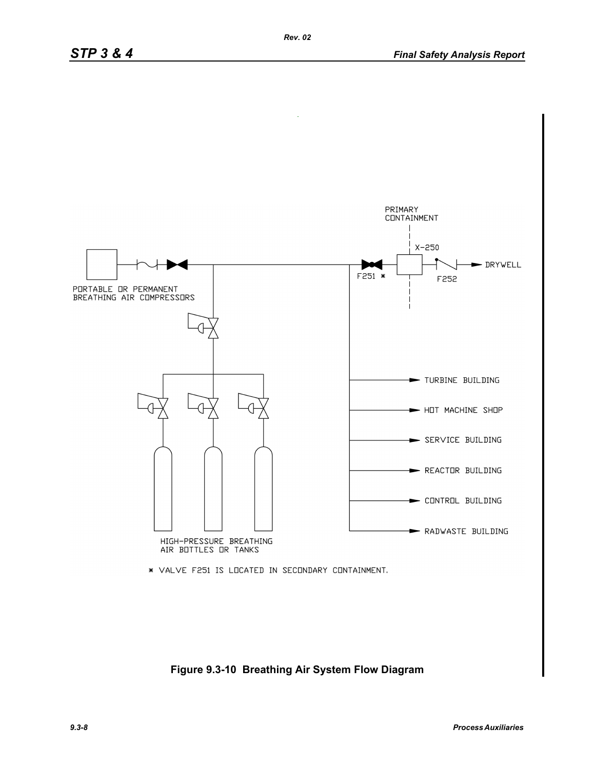PRIMARY CONTAINMENT

X-250

DRYWELL

F251 *

F252

PORTABLE OR PERMANENT BREATHING AIR COMPRESSORS

TURBINE BUILDING

HOT MACHINE SHOP

SERVICE BUILDING

REACTOR BUILDING

CONTROL BUILDING

RADWASTE BUILDING

HIGH-PRESSURE BREATHING AIR BOTTLES OR TANKS

* VALVE F251 IS LOCATED IN SECONDARY CONTAINMENT.

**Figure 9.3-10 Breathing Air System Flow Diagram**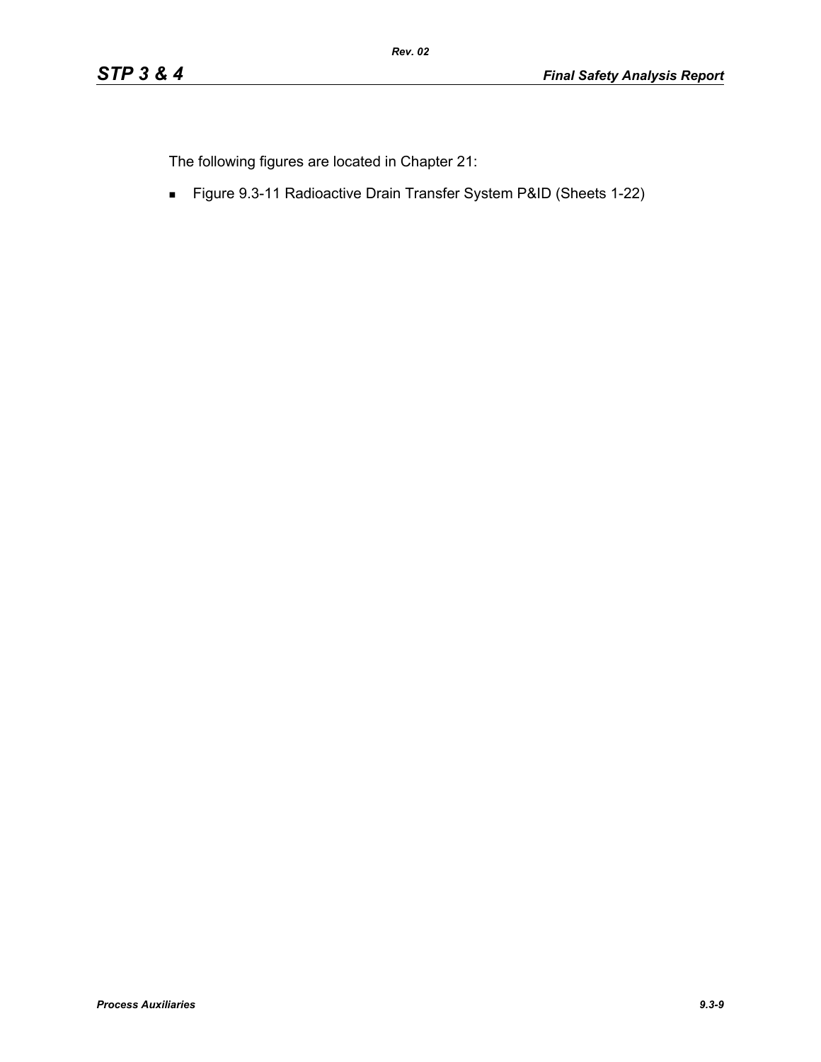The following figures are located in Chapter 21:

- Figure 9.3-11 Radioactive Drain Transfer System P&ID (Sheets 1-22)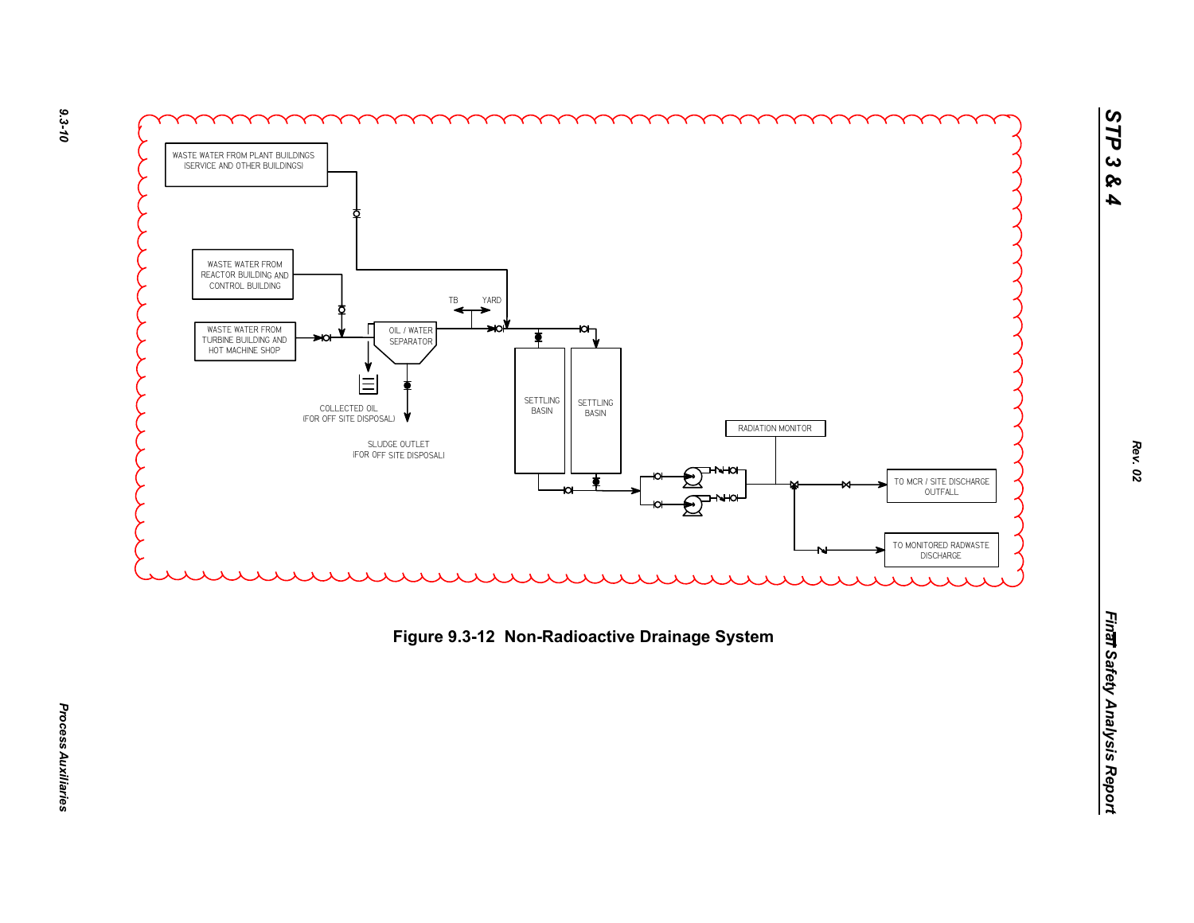WASTE WATER FROM PLANT BUILDINGS
(SERVICE AND OTHER BUILDINGS)

WASTE WATER FROM
REACTOR BUILDING AND
CONTROL BUILDING

WASTE WATER FROM
TURBINE BUILDING AND
HOT MACHINE SHOP

TB

YARD

OIL / WATER
SEPARATOR

COLLECTED OIL
(FOR OFF SITE DISPOSAL)

SLUDGE OUTLET
(FOR OFF SITE DISPOSAL)

SETTLING
BASIN

SETTLING
BASIN

RADIATION MONITOR

TO MCR / SITE DISCHARGE
OUTFALL

TO MONITORED RADWASTE
DISCHARGE

Figure 9.3-12 Non-Radioactive Drainage System